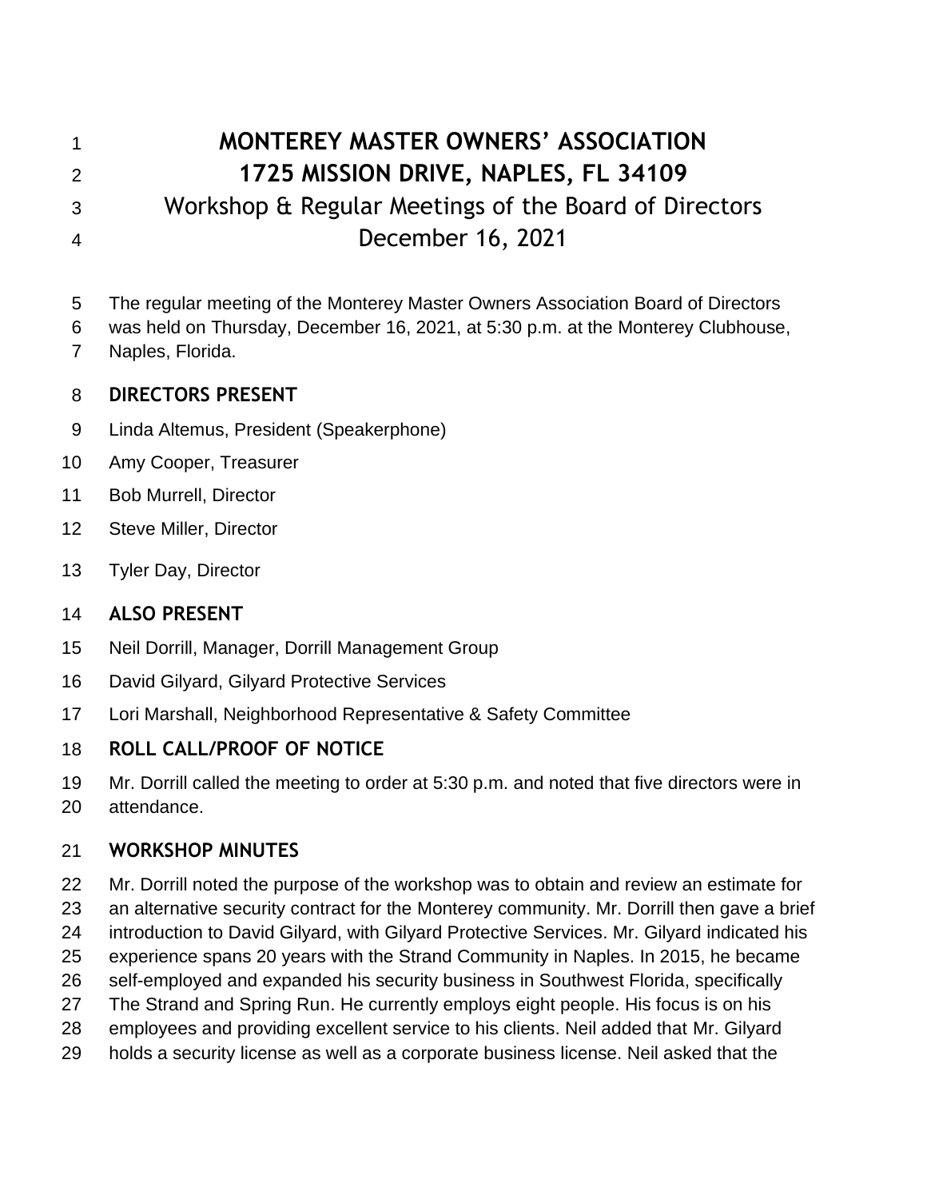# MONTEREY MASTER OWNERS' ASSOCIATION
# 1725 MISSION DRIVE, NAPLES, FL 34109
## Workshop & Regular Meetings of the Board of Directors
## December 16, 2021

The regular meeting of the Monterey Master Owners Association Board of Directors was held on Thursday, December 16, 2021, at 5:30 p.m. at the Monterey Clubhouse, Naples, Florida.

### DIRECTORS PRESENT

Linda Altemus, President (Speakerphone)

Amy Cooper, Treasurer

Bob Murrell, Director

Steve Miller, Director

Tyler Day, Director

### ALSO PRESENT

Neil Dorrill, Manager, Dorrill Management Group

David Gilyard, Gilyard Protective Services

Lori Marshall, Neighborhood Representative & Safety Committee

### ROLL CALL/PROOF OF NOTICE

Mr. Dorrill called the meeting to order at 5:30 p.m. and noted that five directors were in attendance.

### WORKSHOP MINUTES

Mr. Dorrill noted the purpose of the workshop was to obtain and review an estimate for an alternative security contract for the Monterey community. Mr. Dorrill then gave a brief introduction to David Gilyard, with Gilyard Protective Services. Mr. Gilyard indicated his experience spans 20 years with the Strand Community in Naples. In 2015, he became self-employed and expanded his security business in Southwest Florida, specifically The Strand and Spring Run. He currently employs eight people. His focus is on his employees and providing excellent service to his clients. Neil added that Mr. Gilyard holds a security license as well as a corporate business license. Neil asked that the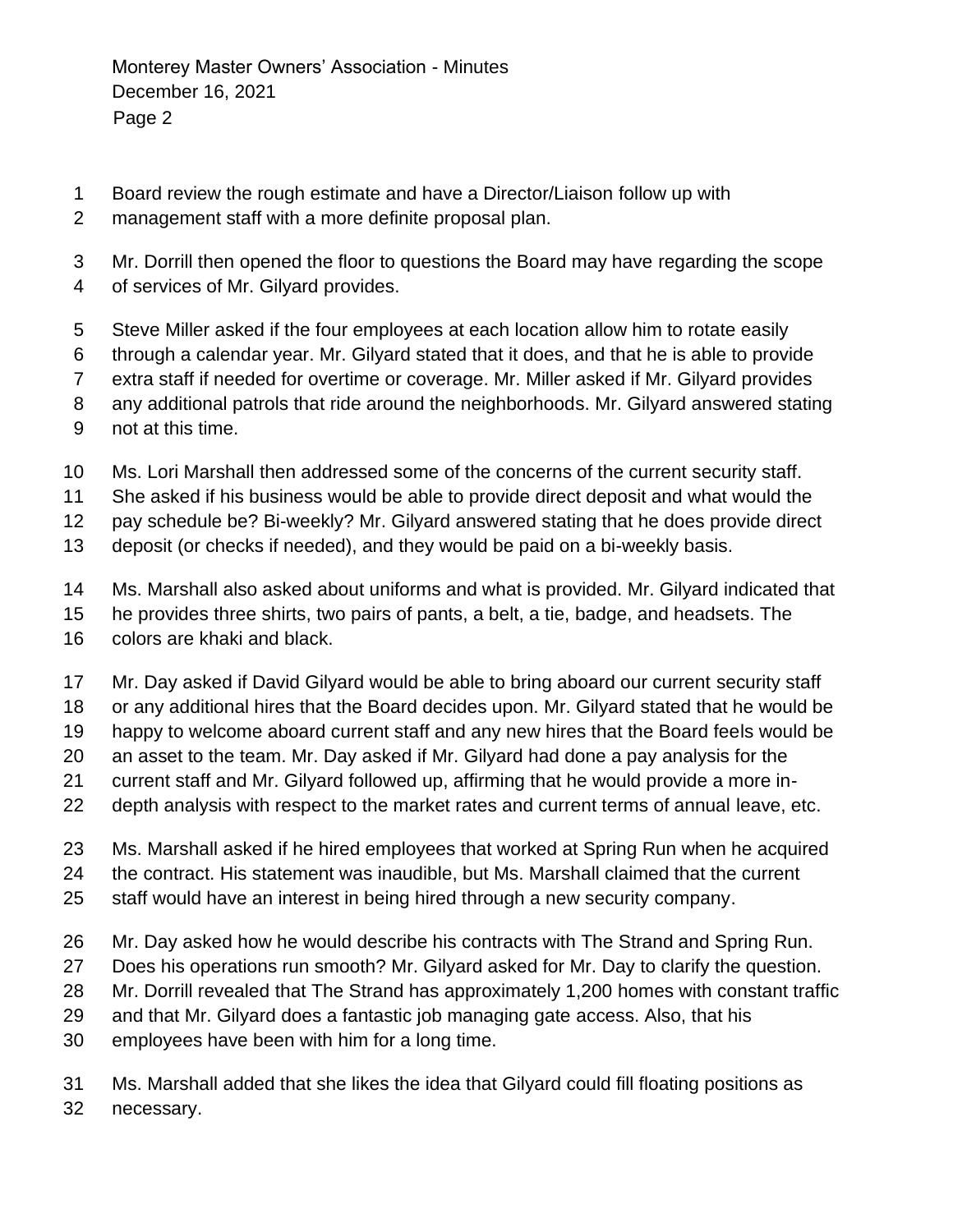Board review the rough estimate and have a Director/Liaison follow up with management staff with a more definite proposal plan.

Mr. Dorrill then opened the floor to questions the Board may have regarding the scope of services of Mr. Gilyard provides.

Steve Miller asked if the four employees at each location allow him to rotate easily through a calendar year. Mr. Gilyard stated that it does, and that he is able to provide extra staff if needed for overtime or coverage. Mr. Miller asked if Mr. Gilyard provides any additional patrols that ride around the neighborhoods. Mr. Gilyard answered stating not at this time.

Ms. Lori Marshall then addressed some of the concerns of the current security staff. She asked if his business would be able to provide direct deposit and what would the pay schedule be? Bi-weekly? Mr. Gilyard answered stating that he does provide direct deposit (or checks if needed), and they would be paid on a bi-weekly basis.

Ms. Marshall also asked about uniforms and what is provided. Mr. Gilyard indicated that he provides three shirts, two pairs of pants, a belt, a tie, badge, and headsets. The colors are khaki and black.

Mr. Day asked if David Gilyard would be able to bring aboard our current security staff or any additional hires that the Board decides upon. Mr. Gilyard stated that he would be happy to welcome aboard current staff and any new hires that the Board feels would be an asset to the team. Mr. Day asked if Mr. Gilyard had done a pay analysis for the current staff and Mr. Gilyard followed up, affirming that he would provide a more in-depth analysis with respect to the market rates and current terms of annual leave, etc.

Ms. Marshall asked if he hired employees that worked at Spring Run when he acquired the contract. His statement was inaudible, but Ms. Marshall claimed that the current staff would have an interest in being hired through a new security company.

Mr. Day asked how he would describe his contracts with The Strand and Spring Run. Does his operations run smooth? Mr. Gilyard asked for Mr. Day to clarify the question. Mr. Dorrill revealed that The Strand has approximately 1,200 homes with constant traffic and that Mr. Gilyard does a fantastic job managing gate access. Also, that his employees have been with him for a long time.

Ms. Marshall added that she likes the idea that Gilyard could fill floating positions as necessary.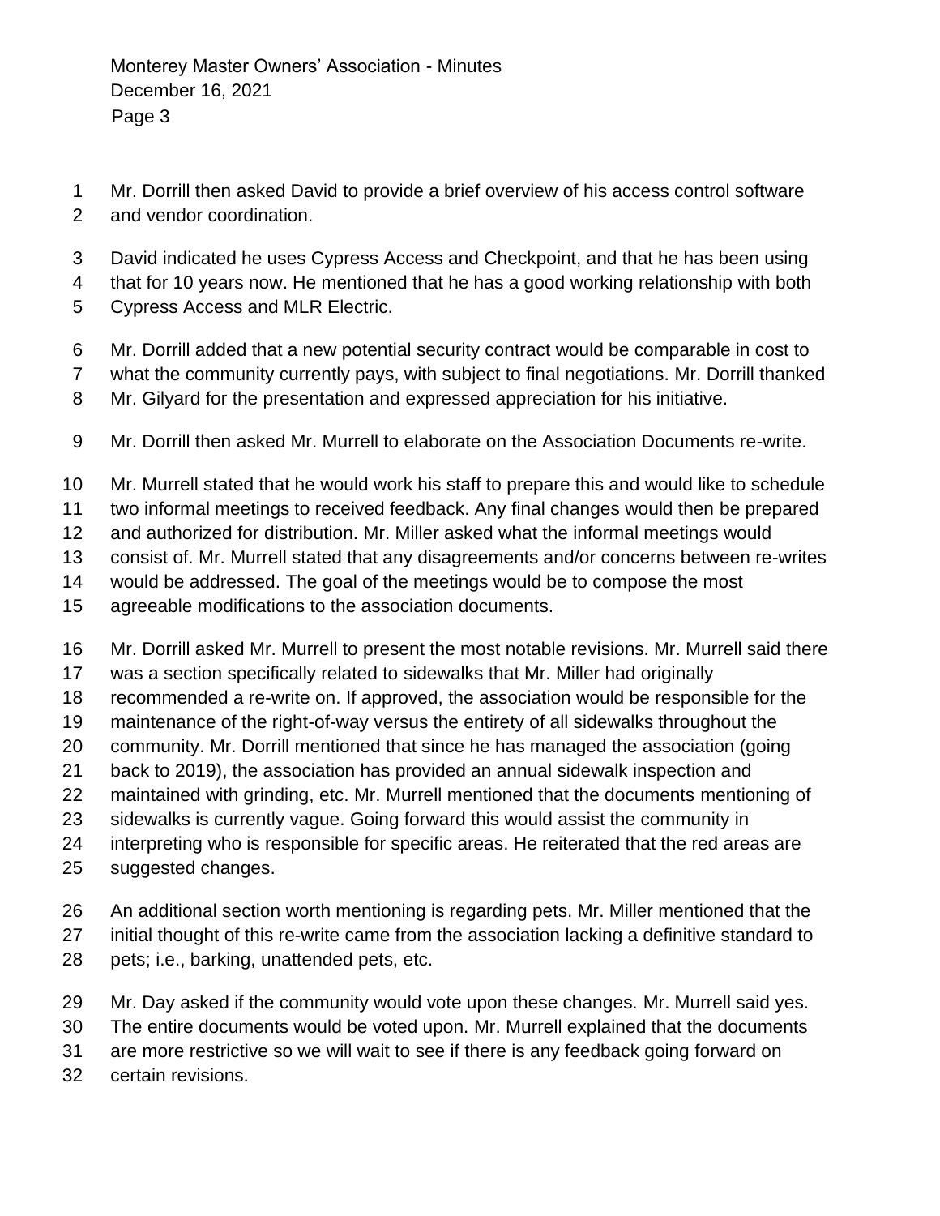Mr. Dorrill then asked David to provide a brief overview of his access control software and vendor coordination.

David indicated he uses Cypress Access and Checkpoint, and that he has been using that for 10 years now. He mentioned that he has a good working relationship with both Cypress Access and MLR Electric.

Mr. Dorrill added that a new potential security contract would be comparable in cost to what the community currently pays, with subject to final negotiations. Mr. Dorrill thanked Mr. Gilyard for the presentation and expressed appreciation for his initiative.

Mr. Dorrill then asked Mr. Murrell to elaborate on the Association Documents re-write.

Mr. Murrell stated that he would work his staff to prepare this and would like to schedule two informal meetings to received feedback. Any final changes would then be prepared and authorized for distribution. Mr. Miller asked what the informal meetings would consist of. Mr. Murrell stated that any disagreements and/or concerns between re-writes would be addressed. The goal of the meetings would be to compose the most agreeable modifications to the association documents.

Mr. Dorrill asked Mr. Murrell to present the most notable revisions. Mr. Murrell said there was a section specifically related to sidewalks that Mr. Miller had originally recommended a re-write on. If approved, the association would be responsible for the maintenance of the right-of-way versus the entirety of all sidewalks throughout the community. Mr. Dorrill mentioned that since he has managed the association (going back to 2019), the association has provided an annual sidewalk inspection and maintained with grinding, etc. Mr. Murrell mentioned that the documents mentioning of sidewalks is currently vague. Going forward this would assist the community in interpreting who is responsible for specific areas. He reiterated that the red areas are suggested changes.

An additional section worth mentioning is regarding pets. Mr. Miller mentioned that the initial thought of this re-write came from the association lacking a definitive standard to pets; i.e., barking, unattended pets, etc.

Mr. Day asked if the community would vote upon these changes. Mr. Murrell said yes. The entire documents would be voted upon. Mr. Murrell explained that the documents are more restrictive so we will wait to see if there is any feedback going forward on certain revisions.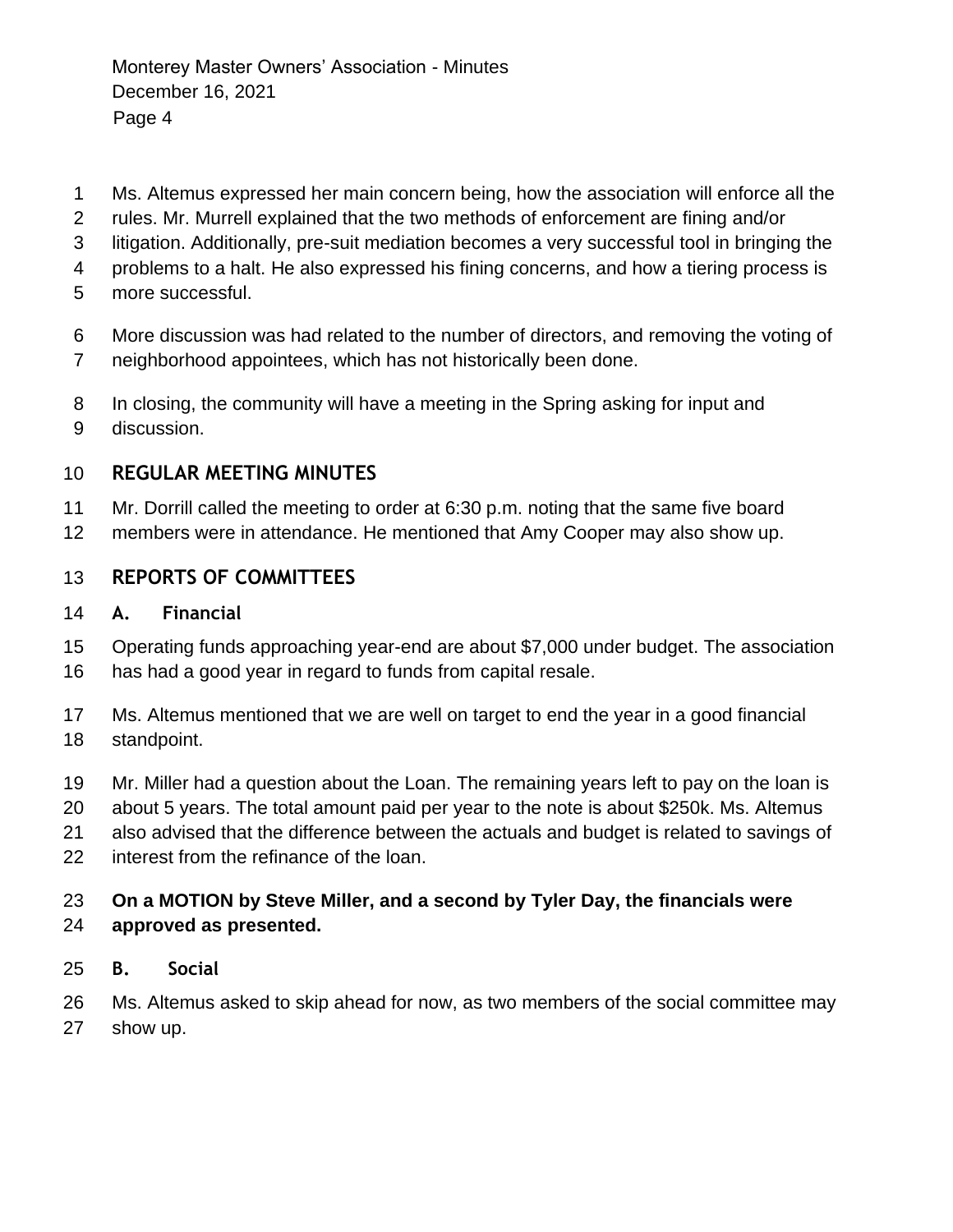Ms. Altemus expressed her main concern being, how the association will enforce all the rules. Mr. Murrell explained that the two methods of enforcement are fining and/or litigation. Additionally, pre-suit mediation becomes a very successful tool in bringing the problems to a halt. He also expressed his fining concerns, and how a tiering process is more successful.

More discussion was had related to the number of directors, and removing the voting of neighborhood appointees, which has not historically been done.

In closing, the community will have a meeting in the Spring asking for input and discussion.

## REGULAR MEETING MINUTES

Mr. Dorrill called the meeting to order at 6:30 p.m. noting that the same five board members were in attendance. He mentioned that Amy Cooper may also show up.

## REPORTS OF COMMITTEES

### A. Financial

Operating funds approaching year-end are about $7,000 under budget. The association has had a good year in regard to funds from capital resale.

Ms. Altemus mentioned that we are well on target to end the year in a good financial standpoint.

Mr. Miller had a question about the Loan. The remaining years left to pay on the loan is about 5 years. The total amount paid per year to the note is about $250k. Ms. Altemus also advised that the difference between the actuals and budget is related to savings of interest from the refinance of the loan.

**On a MOTION by Steve Miller, and a second by Tyler Day, the financials were approved as presented.**

### B. Social

Ms. Altemus asked to skip ahead for now, as two members of the social committee may show up.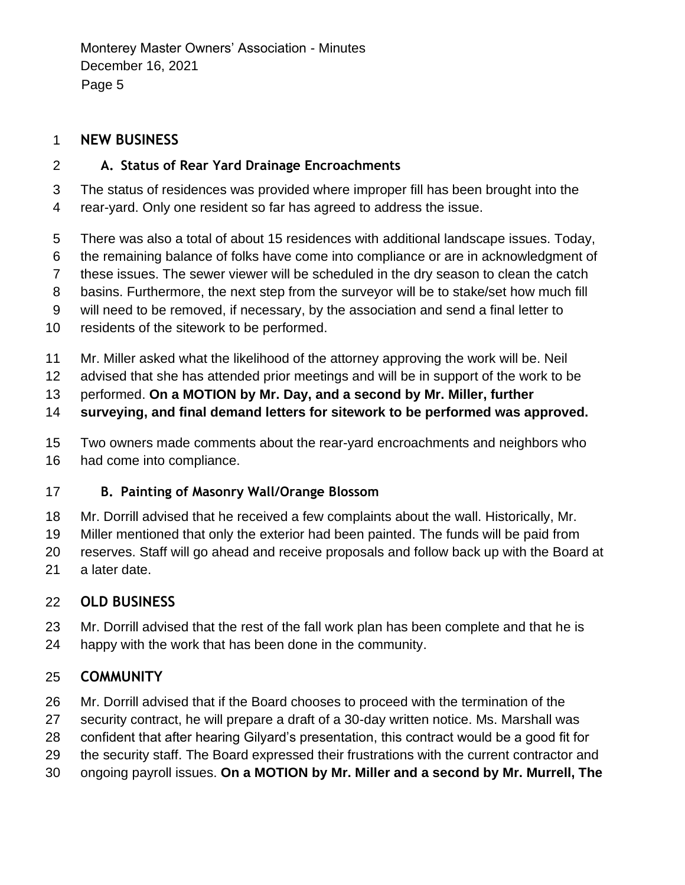## NEW BUSINESS

### A. Status of Rear Yard Drainage Encroachments

The status of residences was provided where improper fill has been brought into the rear-yard. Only one resident so far has agreed to address the issue.

There was also a total of about 15 residences with additional landscape issues. Today, the remaining balance of folks have come into compliance or are in acknowledgment of these issues. The sewer viewer will be scheduled in the dry season to clean the catch basins. Furthermore, the next step from the surveyor will be to stake/set how much fill will need to be removed, if necessary, by the association and send a final letter to residents of the sitework to be performed.

Mr. Miller asked what the likelihood of the attorney approving the work will be. Neil advised that she has attended prior meetings and will be in support of the work to be performed. **On a MOTION by Mr. Day, and a second by Mr. Miller, further surveying, and final demand letters for sitework to be performed was approved.**

Two owners made comments about the rear-yard encroachments and neighbors who had come into compliance.

### B. Painting of Masonry Wall/Orange Blossom

Mr. Dorrill advised that he received a few complaints about the wall. Historically, Mr. Miller mentioned that only the exterior had been painted. The funds will be paid from reserves. Staff will go ahead and receive proposals and follow back up with the Board at a later date.

## OLD BUSINESS

Mr. Dorrill advised that the rest of the fall work plan has been complete and that he is happy with the work that has been done in the community.

## COMMUNITY

Mr. Dorrill advised that if the Board chooses to proceed with the termination of the security contract, he will prepare a draft of a 30-day written notice. Ms. Marshall was confident that after hearing Gilyard's presentation, this contract would be a good fit for the security staff. The Board expressed their frustrations with the current contractor and ongoing payroll issues. **On a MOTION by Mr. Miller and a second by Mr. Murrell, The**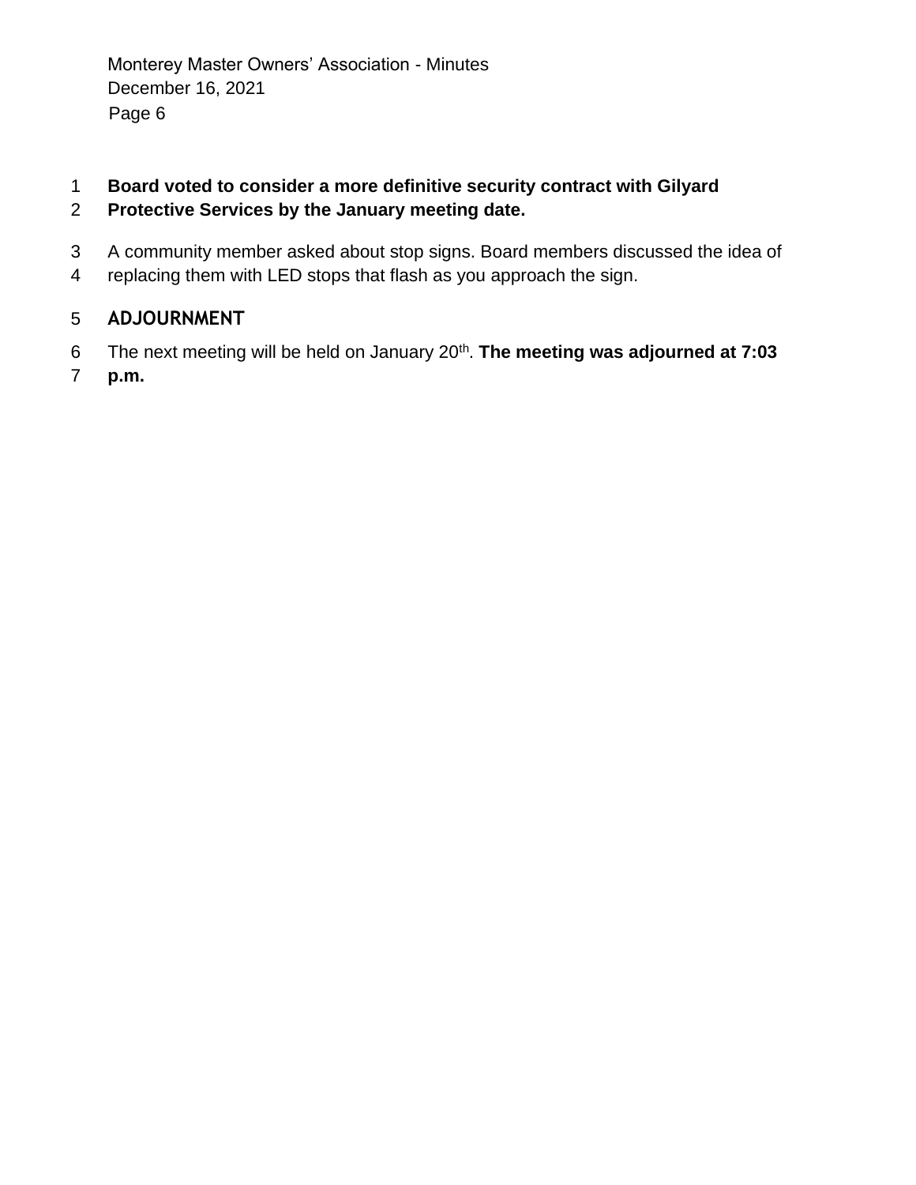**Board voted to consider a more definitive security contract with Gilyard Protective Services by the January meeting date.**

A community member asked about stop signs. Board members discussed the idea of replacing them with LED stops that flash as you approach the sign.

## ADJOURNMENT

The next meeting will be held on January 20th. **The meeting was adjourned at 7:03 p.m.**